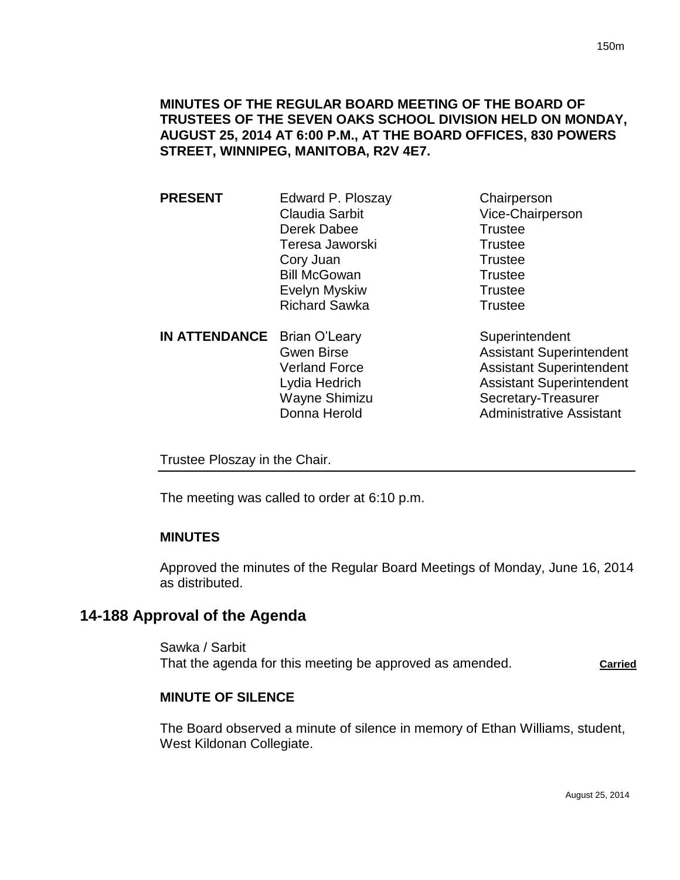**MINUTES OF THE REGULAR BOARD MEETING OF THE BOARD OF TRUSTEES OF THE SEVEN OAKS SCHOOL DIVISION HELD ON MONDAY, AUGUST 25, 2014 AT 6:00 P.M., AT THE BOARD OFFICES, 830 POWERS STREET, WINNIPEG, MANITOBA, R2V 4E7.**

| | | |
|---|---|---|
| **PRESENT** | Edward P. Ploszay | Chairperson |
| | Claudia Sarbit | Vice-Chairperson |
| | Derek Dabee | Trustee |
| | Teresa Jaworski | Trustee |
| | Cory Juan | Trustee |
| | Bill McGowan | Trustee |
| | Evelyn Myskiw | Trustee |
| | Richard Sawka | Trustee |
| **IN ATTENDANCE** | Brian O'Leary | Superintendent |
| | Gwen Birse | Assistant Superintendent |
| | Verland Force | Assistant Superintendent |
| | Lydia Hedrich | Assistant Superintendent |
| | Wayne Shimizu | Secretary-Treasurer |
| | Donna Herold | Administrative Assistant |

Trustee Ploszay in the Chair.

The meeting was called to order at 6:10 p.m.

**MINUTES**

Approved the minutes of the Regular Board Meetings of Monday, June 16, 2014 as distributed.

## 14-188 Approval of the Agenda

Sawka / Sarbit
That the agenda for this meeting be approved as amended. **Carried**

**MINUTE OF SILENCE**

The Board observed a minute of silence in memory of Ethan Williams, student, West Kildonan Collegiate.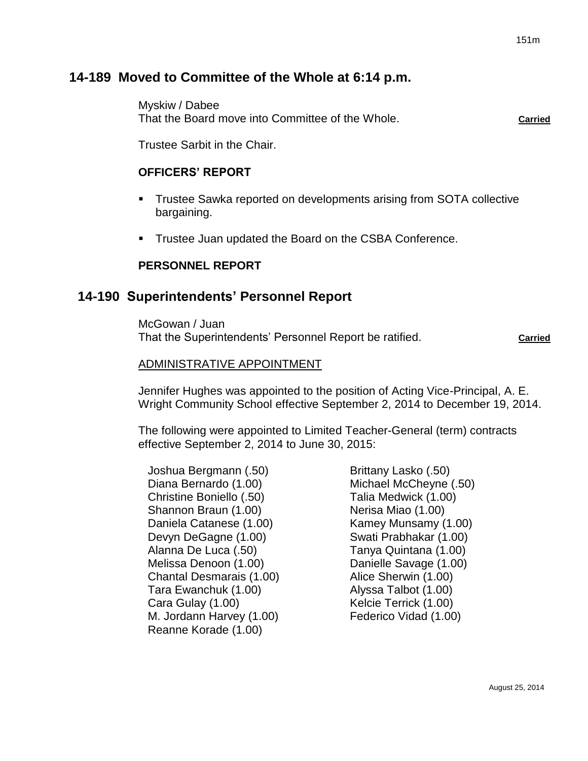## 14-189 Moved to Committee of the Whole at 6:14 p.m.

Myskiw / Dabee
That the Board move into Committee of the Whole. **Carried**

Trustee Sarbit in the Chair.

### OFFICERS' REPORT

- Trustee Sawka reported on developments arising from SOTA collective bargaining.
- Trustee Juan updated the Board on the CSBA Conference.

### PERSONNEL REPORT

## 14-190 Superintendents' Personnel Report

McGowan / Juan
That the Superintendents' Personnel Report be ratified. **Carried**

ADMINISTRATIVE APPOINTMENT

Jennifer Hughes was appointed to the position of Acting Vice-Principal, A. E. Wright Community School effective September 2, 2014 to December 19, 2014.

The following were appointed to Limited Teacher-General (term) contracts effective September 2, 2014 to June 30, 2015:

Joshua Bergmann (.50)
Diana Bernardo (1.00)
Christine Boniello (.50)
Shannon Braun (1.00)
Daniela Catanese (1.00)
Devyn DeGagne (1.00)
Alanna De Luca (.50)
Melissa Denoon (1.00)
Chantal Desmarais (1.00)
Tara Ewanchuk (1.00)
Cara Gulay (1.00)
M. Jordann Harvey (1.00)
Reanne Korade (1.00)
Brittany Lasko (.50)
Michael McCheyne (.50)
Talia Medwick (1.00)
Nerisa Miao (1.00)
Kamey Munsamy (1.00)
Swati Prabhakar (1.00)
Tanya Quintana (1.00)
Danielle Savage (1.00)
Alice Sherwin (1.00)
Alyssa Talbot (1.00)
Kelcie Terrick (1.00)
Federico Vidad (1.00)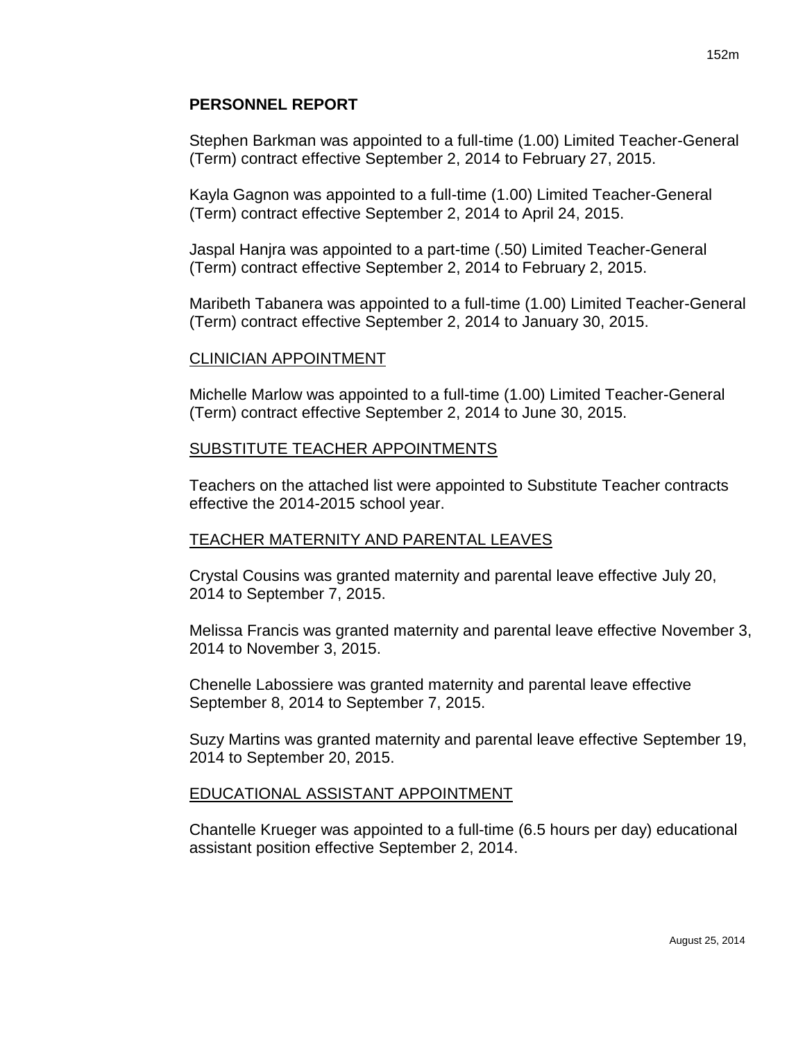## PERSONNEL REPORT

Stephen Barkman was appointed to a full-time (1.00) Limited Teacher-General (Term) contract effective September 2, 2014 to February 27, 2015.

Kayla Gagnon was appointed to a full-time (1.00) Limited Teacher-General (Term) contract effective September 2, 2014 to April 24, 2015.

Jaspal Hanjra was appointed to a part-time (.50) Limited Teacher-General (Term) contract effective September 2, 2014 to February 2, 2015.

Maribeth Tabanera was appointed to a full-time (1.00) Limited Teacher-General (Term) contract effective September 2, 2014 to January 30, 2015.

### CLINICIAN APPOINTMENT

Michelle Marlow was appointed to a full-time (1.00) Limited Teacher-General (Term) contract effective September 2, 2014 to June 30, 2015.

### SUBSTITUTE TEACHER APPOINTMENTS

Teachers on the attached list were appointed to Substitute Teacher contracts effective the 2014-2015 school year.

### TEACHER MATERNITY AND PARENTAL LEAVES

Crystal Cousins was granted maternity and parental leave effective July 20, 2014 to September 7, 2015.

Melissa Francis was granted maternity and parental leave effective November 3, 2014 to November 3, 2015.

Chenelle Labossiere was granted maternity and parental leave effective September 8, 2014 to September 7, 2015.

Suzy Martins was granted maternity and parental leave effective September 19, 2014 to September 20, 2015.

### EDUCATIONAL ASSISTANT APPOINTMENT

Chantelle Krueger was appointed to a full-time (6.5 hours per day) educational assistant position effective September 2, 2014.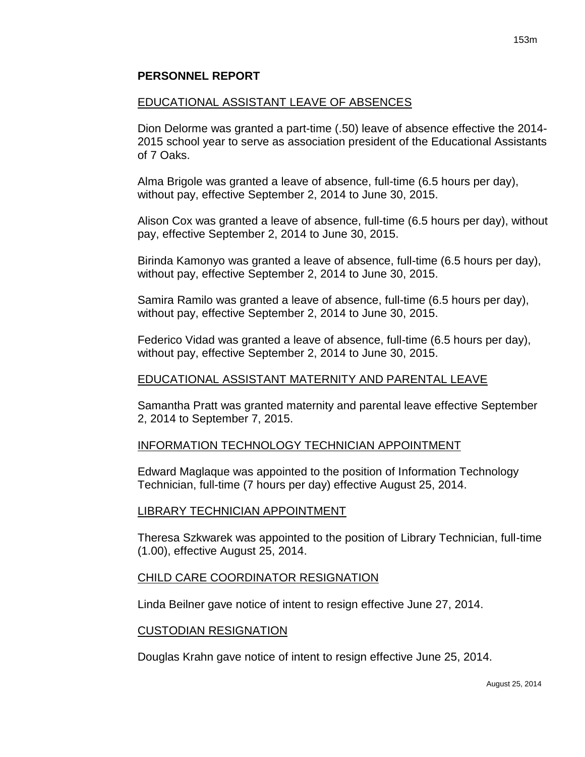## PERSONNEL REPORT

EDUCATIONAL ASSISTANT LEAVE OF ABSENCES

Dion Delorme was granted a part-time (.50) leave of absence effective the 2014-2015 school year to serve as association president of the Educational Assistants of 7 Oaks.

Alma Brigole was granted a leave of absence, full-time (6.5 hours per day), without pay, effective September 2, 2014 to June 30, 2015.

Alison Cox was granted a leave of absence, full-time (6.5 hours per day), without pay, effective September 2, 2014 to June 30, 2015.

Birinda Kamonyo was granted a leave of absence, full-time (6.5 hours per day), without pay, effective September 2, 2014 to June 30, 2015.

Samira Ramilo was granted a leave of absence, full-time (6.5 hours per day), without pay, effective September 2, 2014 to June 30, 2015.

Federico Vidad was granted a leave of absence, full-time (6.5 hours per day), without pay, effective September 2, 2014 to June 30, 2015.

EDUCATIONAL ASSISTANT MATERNITY AND PARENTAL LEAVE

Samantha Pratt was granted maternity and parental leave effective September 2, 2014 to September 7, 2015.

INFORMATION TECHNOLOGY TECHNICIAN APPOINTMENT

Edward Maglaque was appointed to the position of Information Technology Technician, full-time (7 hours per day) effective August 25, 2014.

LIBRARY TECHNICIAN APPOINTMENT

Theresa Szkwarek was appointed to the position of Library Technician, full-time (1.00), effective August 25, 2014.

CHILD CARE COORDINATOR RESIGNATION

Linda Beilner gave notice of intent to resign effective June 27, 2014.

CUSTODIAN RESIGNATION

Douglas Krahn gave notice of intent to resign effective June 25, 2014.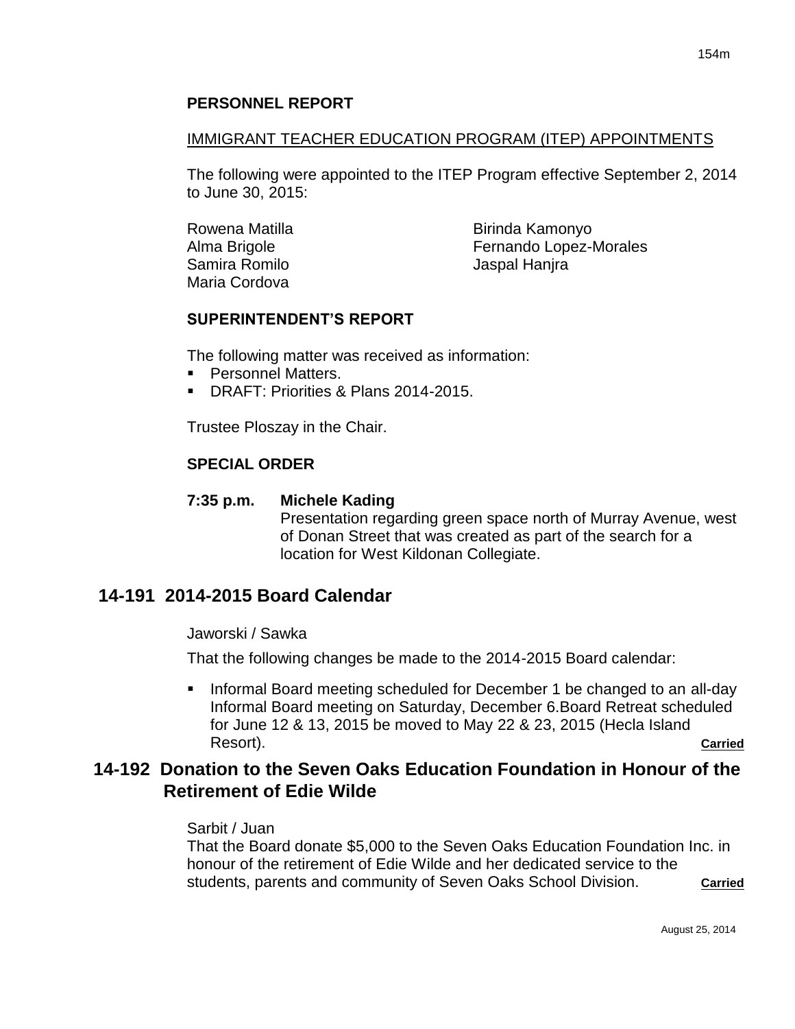**PERSONNEL REPORT**

IMMIGRANT TEACHER EDUCATION PROGRAM (ITEP) APPOINTMENTS

The following were appointed to the ITEP Program effective September 2, 2014 to June 30, 2015:

Rowena Matilla
Alma Brigole
Samira Romilo
Maria Cordova
Birinda Kamonyo
Fernando Lopez-Morales
Jaspal Hanjra

**SUPERINTENDENT'S REPORT**

The following matter was received as information:

- Personnel Matters.
- DRAFT: Priorities & Plans 2014-2015.

Trustee Ploszay in the Chair.

**SPECIAL ORDER**

**7:35 p.m. Michele Kading**
Presentation regarding green space north of Murray Avenue, west of Donan Street that was created as part of the search for a location for West Kildonan Collegiate.

## 14-191 2014-2015 Board Calendar

Jaworski / Sawka

That the following changes be made to the 2014-2015 Board calendar:

- Informal Board meeting scheduled for December 1 be changed to an all-day Informal Board meeting on Saturday, December 6.Board Retreat scheduled for June 12 & 13, 2015 be moved to May 22 & 23, 2015 (Hecla Island Resort). **Carried**

## 14-192 Donation to the Seven Oaks Education Foundation in Honour of the Retirement of Edie Wilde

Sarbit / Juan

That the Board donate $5,000 to the Seven Oaks Education Foundation Inc. in honour of the retirement of Edie Wilde and her dedicated service to the students, parents and community of Seven Oaks School Division. **Carried**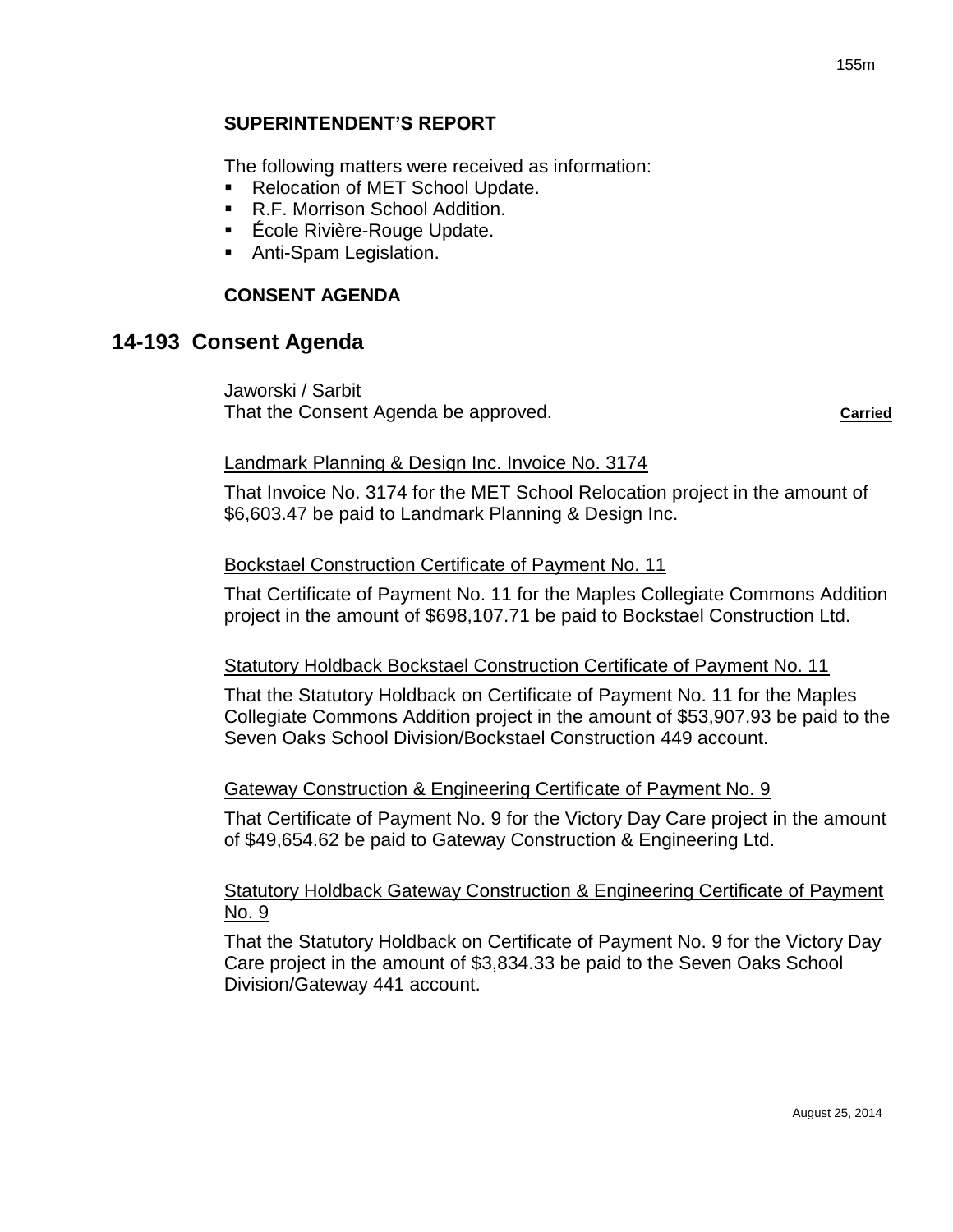### SUPERINTENDENT'S REPORT

The following matters were received as information:

- Relocation of MET School Update.
- R.F. Morrison School Addition.
- École Rivière-Rouge Update.
- Anti-Spam Legislation.

### CONSENT AGENDA

## 14-193 Consent Agenda

Jaworski / Sarbit
That the Consent Agenda be approved. **Carried**

Landmark Planning & Design Inc. Invoice No. 3174

That Invoice No. 3174 for the MET School Relocation project in the amount of $6,603.47 be paid to Landmark Planning & Design Inc.

Bockstael Construction Certificate of Payment No. 11

That Certificate of Payment No. 11 for the Maples Collegiate Commons Addition project in the amount of $698,107.71 be paid to Bockstael Construction Ltd.

Statutory Holdback Bockstael Construction Certificate of Payment No. 11

That the Statutory Holdback on Certificate of Payment No. 11 for the Maples Collegiate Commons Addition project in the amount of $53,907.93 be paid to the Seven Oaks School Division/Bockstael Construction 449 account.

Gateway Construction & Engineering Certificate of Payment No. 9

That Certificate of Payment No. 9 for the Victory Day Care project in the amount of $49,654.62 be paid to Gateway Construction & Engineering Ltd.

Statutory Holdback Gateway Construction & Engineering Certificate of Payment No. 9

That the Statutory Holdback on Certificate of Payment No. 9 for the Victory Day Care project in the amount of $3,834.33 be paid to the Seven Oaks School Division/Gateway 441 account.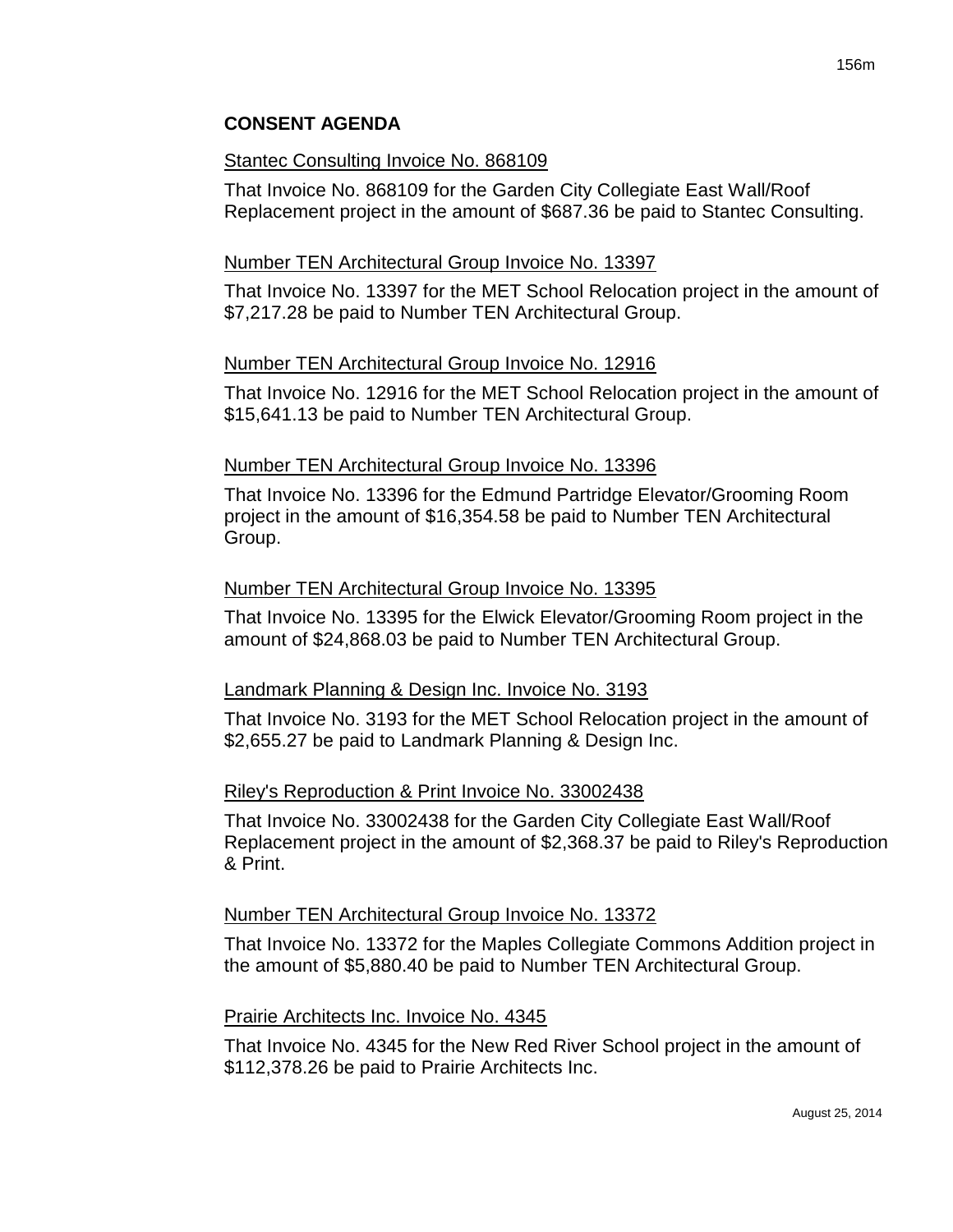## CONSENT AGENDA

Stantec Consulting Invoice No. 868109

That Invoice No. 868109 for the Garden City Collegiate East Wall/Roof Replacement project in the amount of $687.36 be paid to Stantec Consulting.

Number TEN Architectural Group Invoice No. 13397

That Invoice No. 13397 for the MET School Relocation project in the amount of $7,217.28 be paid to Number TEN Architectural Group.

Number TEN Architectural Group Invoice No. 12916

That Invoice No. 12916 for the MET School Relocation project in the amount of $15,641.13 be paid to Number TEN Architectural Group.

Number TEN Architectural Group Invoice No. 13396

That Invoice No. 13396 for the Edmund Partridge Elevator/Grooming Room project in the amount of $16,354.58 be paid to Number TEN Architectural Group.

Number TEN Architectural Group Invoice No. 13395

That Invoice No. 13395 for the Elwick Elevator/Grooming Room project in the amount of $24,868.03 be paid to Number TEN Architectural Group.

Landmark Planning & Design Inc. Invoice No. 3193

That Invoice No. 3193 for the MET School Relocation project in the amount of $2,655.27 be paid to Landmark Planning & Design Inc.

Riley's Reproduction & Print Invoice No. 33002438

That Invoice No. 33002438 for the Garden City Collegiate East Wall/Roof Replacement project in the amount of $2,368.37 be paid to Riley's Reproduction & Print.

Number TEN Architectural Group Invoice No. 13372

That Invoice No. 13372 for the Maples Collegiate Commons Addition project in the amount of $5,880.40 be paid to Number TEN Architectural Group.

Prairie Architects Inc. Invoice No. 4345

That Invoice No. 4345 for the New Red River School project in the amount of $112,378.26 be paid to Prairie Architects Inc.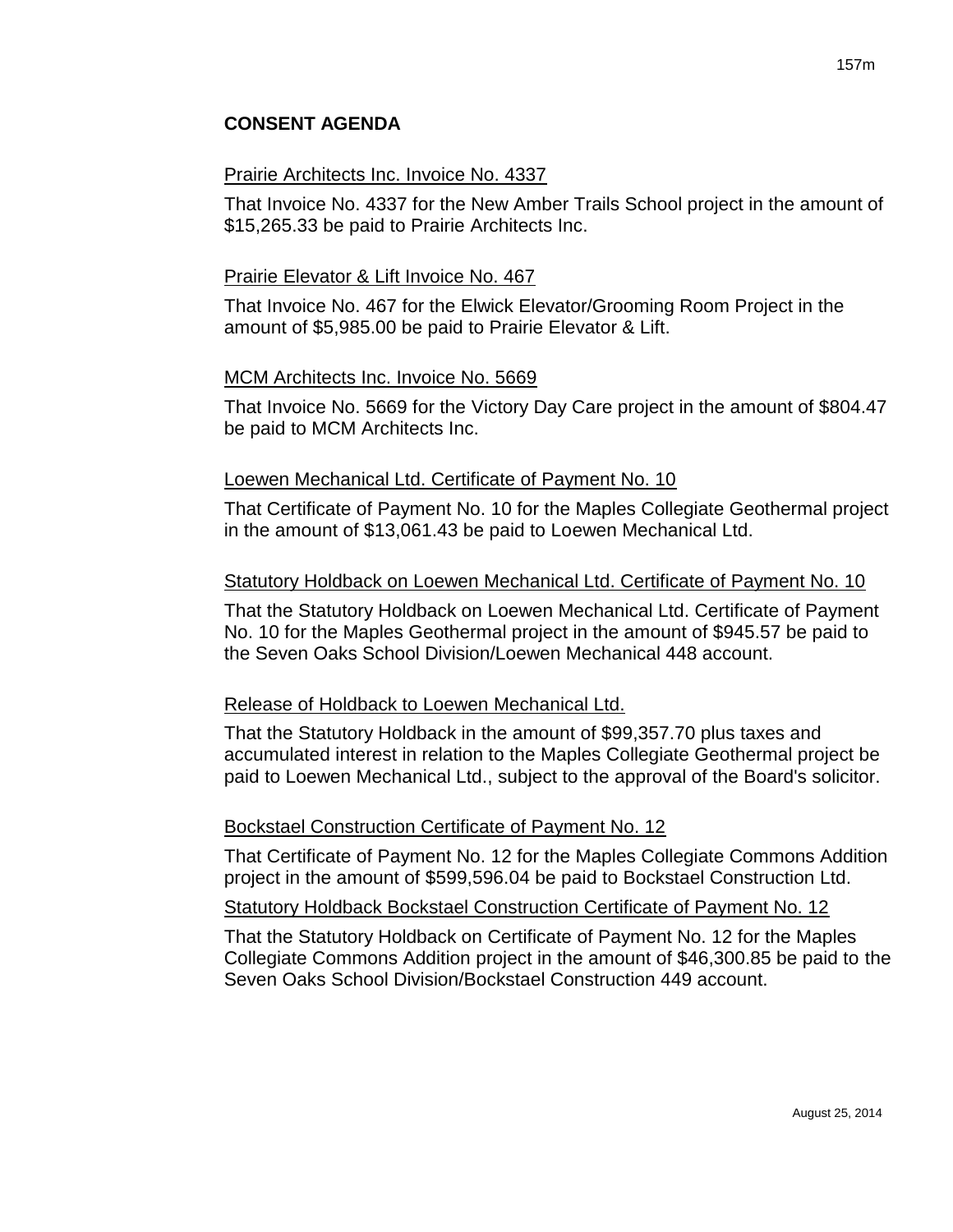## CONSENT AGENDA

<u>Prairie Architects Inc. Invoice No. 4337</u>

That Invoice No. 4337 for the New Amber Trails School project in the amount of $15,265.33 be paid to Prairie Architects Inc.

<u>Prairie Elevator & Lift Invoice No. 467</u>

That Invoice No. 467 for the Elwick Elevator/Grooming Room Project in the amount of $5,985.00 be paid to Prairie Elevator & Lift.

<u>MCM Architects Inc. Invoice No. 5669</u>

That Invoice No. 5669 for the Victory Day Care project in the amount of $804.47 be paid to MCM Architects Inc.

<u>Loewen Mechanical Ltd. Certificate of Payment No. 10</u>

That Certificate of Payment No. 10 for the Maples Collegiate Geothermal project in the amount of $13,061.43 be paid to Loewen Mechanical Ltd.

<u>Statutory Holdback on Loewen Mechanical Ltd. Certificate of Payment No. 10</u>

That the Statutory Holdback on Loewen Mechanical Ltd. Certificate of Payment No. 10 for the Maples Geothermal project in the amount of $945.57 be paid to the Seven Oaks School Division/Loewen Mechanical 448 account.

<u>Release of Holdback to Loewen Mechanical Ltd.</u>

That the Statutory Holdback in the amount of $99,357.70 plus taxes and accumulated interest in relation to the Maples Collegiate Geothermal project be paid to Loewen Mechanical Ltd., subject to the approval of the Board's solicitor.

<u>Bockstael Construction Certificate of Payment No. 12</u>

That Certificate of Payment No. 12 for the Maples Collegiate Commons Addition project in the amount of $599,596.04 be paid to Bockstael Construction Ltd.

<u>Statutory Holdback Bockstael Construction Certificate of Payment No. 12</u>

That the Statutory Holdback on Certificate of Payment No. 12 for the Maples Collegiate Commons Addition project in the amount of $46,300.85 be paid to the Seven Oaks School Division/Bockstael Construction 449 account.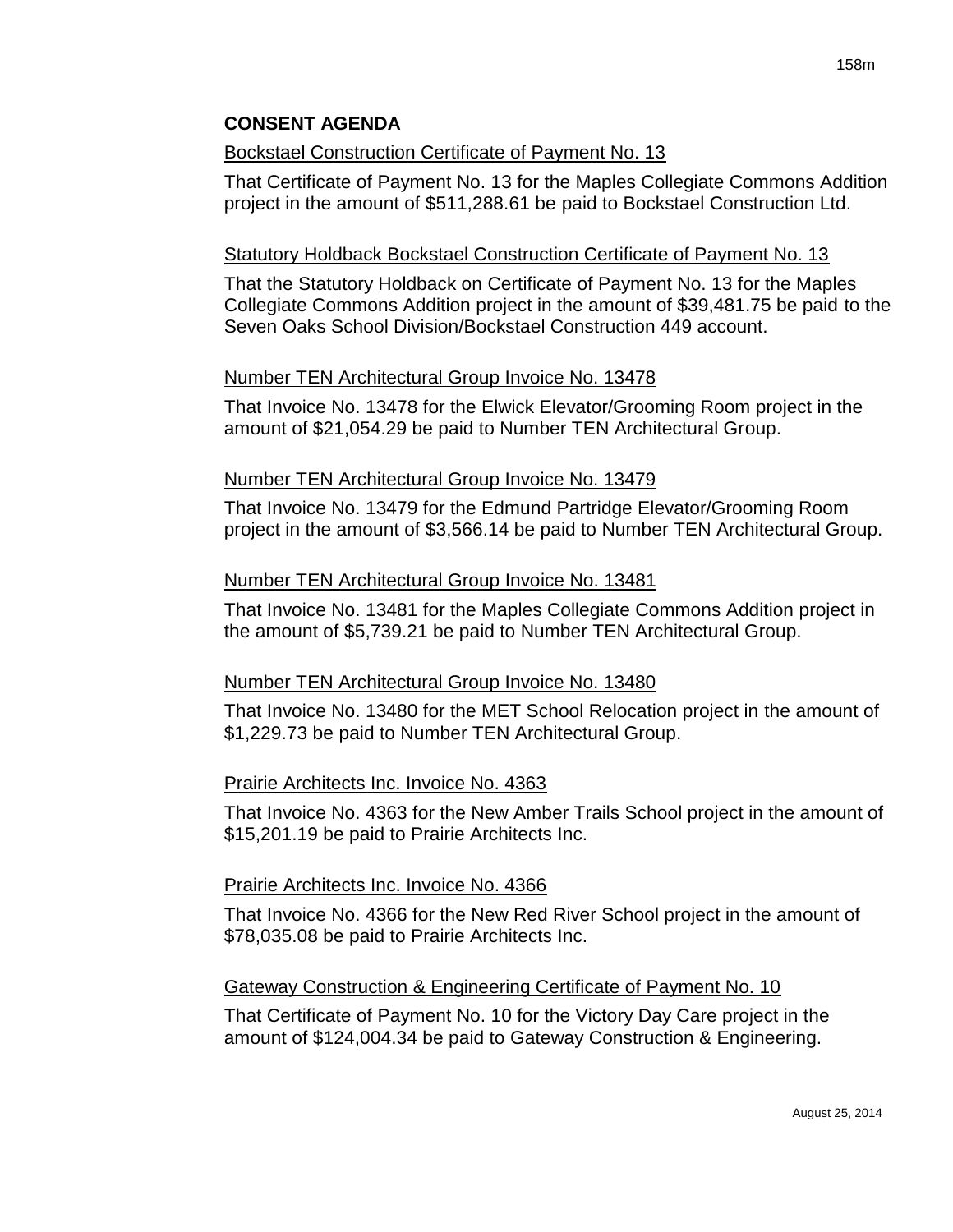## CONSENT AGENDA

Bockstael Construction Certificate of Payment No. 13

That Certificate of Payment No. 13 for the Maples Collegiate Commons Addition project in the amount of $511,288.61 be paid to Bockstael Construction Ltd.

Statutory Holdback Bockstael Construction Certificate of Payment No. 13

That the Statutory Holdback on Certificate of Payment No. 13 for the Maples Collegiate Commons Addition project in the amount of $39,481.75 be paid to the Seven Oaks School Division/Bockstael Construction 449 account.

Number TEN Architectural Group Invoice No. 13478

That Invoice No. 13478 for the Elwick Elevator/Grooming Room project in the amount of $21,054.29 be paid to Number TEN Architectural Group.

Number TEN Architectural Group Invoice No. 13479

That Invoice No. 13479 for the Edmund Partridge Elevator/Grooming Room project in the amount of $3,566.14 be paid to Number TEN Architectural Group.

Number TEN Architectural Group Invoice No. 13481

That Invoice No. 13481 for the Maples Collegiate Commons Addition project in the amount of $5,739.21 be paid to Number TEN Architectural Group.

Number TEN Architectural Group Invoice No. 13480

That Invoice No. 13480 for the MET School Relocation project in the amount of $1,229.73 be paid to Number TEN Architectural Group.

Prairie Architects Inc. Invoice No. 4363

That Invoice No. 4363 for the New Amber Trails School project in the amount of $15,201.19 be paid to Prairie Architects Inc.

Prairie Architects Inc. Invoice No. 4366

That Invoice No. 4366 for the New Red River School project in the amount of $78,035.08 be paid to Prairie Architects Inc.

Gateway Construction & Engineering Certificate of Payment No. 10

That Certificate of Payment No. 10 for the Victory Day Care project in the amount of $124,004.34 be paid to Gateway Construction & Engineering.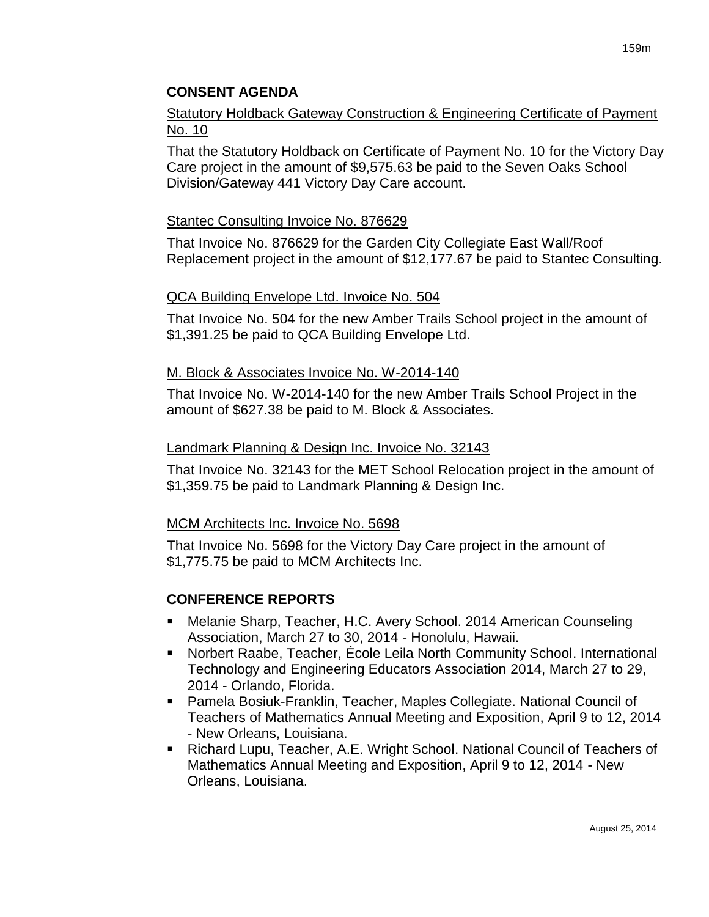## CONSENT AGENDA

Statutory Holdback Gateway Construction & Engineering Certificate of Payment No. 10

That the Statutory Holdback on Certificate of Payment No. 10 for the Victory Day Care project in the amount of $9,575.63 be paid to the Seven Oaks School Division/Gateway 441 Victory Day Care account.

Stantec Consulting Invoice No. 876629

That Invoice No. 876629 for the Garden City Collegiate East Wall/Roof Replacement project in the amount of $12,177.67 be paid to Stantec Consulting.

QCA Building Envelope Ltd. Invoice No. 504

That Invoice No. 504 for the new Amber Trails School project in the amount of $1,391.25 be paid to QCA Building Envelope Ltd.

M. Block & Associates Invoice No. W-2014-140

That Invoice No. W-2014-140 for the new Amber Trails School Project in the amount of $627.38 be paid to M. Block & Associates.

Landmark Planning & Design Inc. Invoice No. 32143

That Invoice No. 32143 for the MET School Relocation project in the amount of $1,359.75 be paid to Landmark Planning & Design Inc.

MCM Architects Inc. Invoice No. 5698

That Invoice No. 5698 for the Victory Day Care project in the amount of $1,775.75 be paid to MCM Architects Inc.

## CONFERENCE REPORTS

- Melanie Sharp, Teacher, H.C. Avery School. 2014 American Counseling Association, March 27 to 30, 2014 - Honolulu, Hawaii.
- Norbert Raabe, Teacher, École Leila North Community School. International Technology and Engineering Educators Association 2014, March 27 to 29, 2014 - Orlando, Florida.
- Pamela Bosiuk-Franklin, Teacher, Maples Collegiate. National Council of Teachers of Mathematics Annual Meeting and Exposition, April 9 to 12, 2014 - New Orleans, Louisiana.
- Richard Lupu, Teacher, A.E. Wright School. National Council of Teachers of Mathematics Annual Meeting and Exposition, April 9 to 12, 2014 - New Orleans, Louisiana.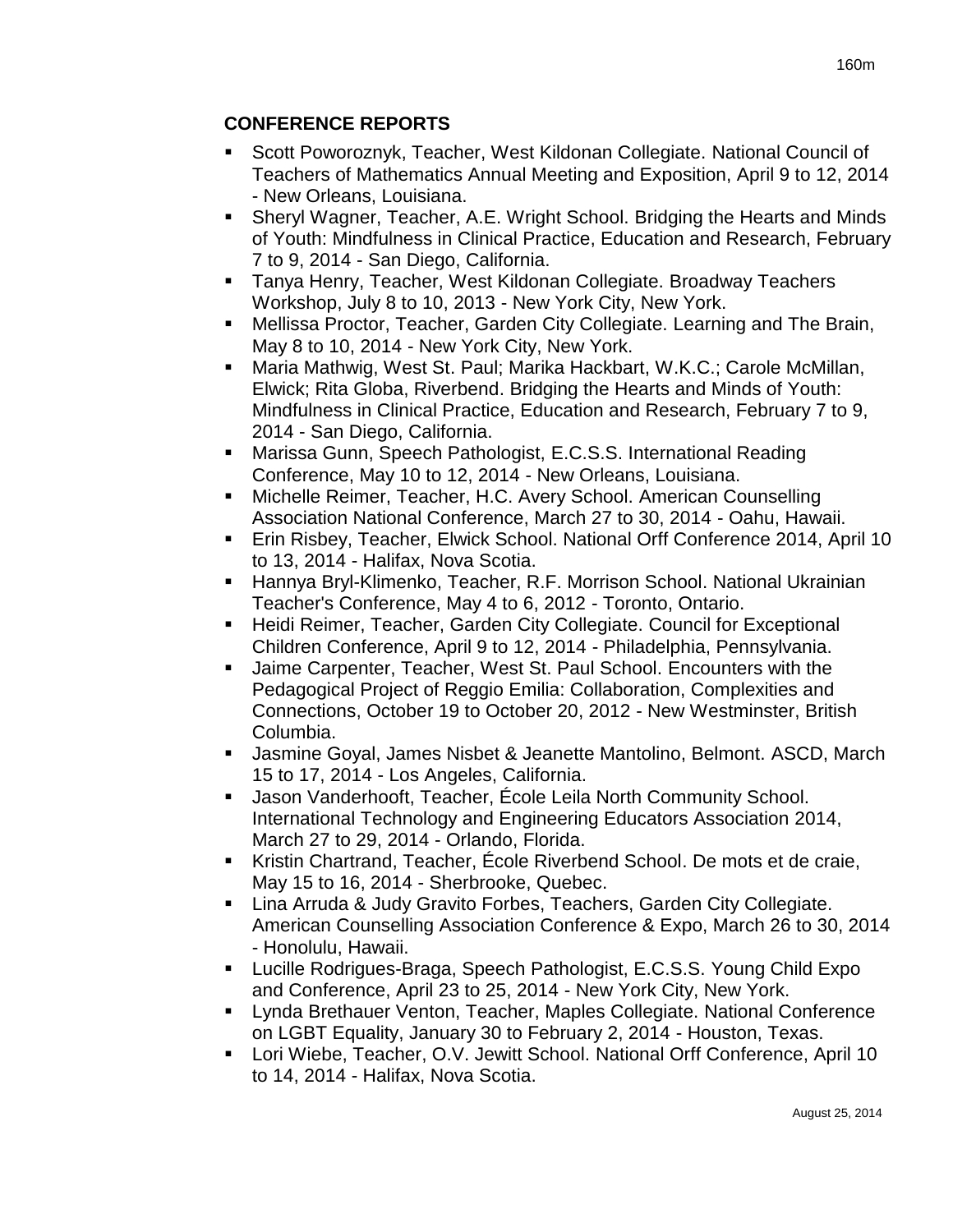## CONFERENCE REPORTS

- Scott Poworoznyk, Teacher, West Kildonan Collegiate. National Council of Teachers of Mathematics Annual Meeting and Exposition, April 9 to 12, 2014 - New Orleans, Louisiana.
- Sheryl Wagner, Teacher, A.E. Wright School. Bridging the Hearts and Minds of Youth: Mindfulness in Clinical Practice, Education and Research, February 7 to 9, 2014 - San Diego, California.
- Tanya Henry, Teacher, West Kildonan Collegiate. Broadway Teachers Workshop, July 8 to 10, 2013 - New York City, New York.
- Mellissa Proctor, Teacher, Garden City Collegiate. Learning and The Brain, May 8 to 10, 2014 - New York City, New York.
- Maria Mathwig, West St. Paul; Marika Hackbart, W.K.C.; Carole McMillan, Elwick; Rita Globa, Riverbend. Bridging the Hearts and Minds of Youth: Mindfulness in Clinical Practice, Education and Research, February 7 to 9, 2014 - San Diego, California.
- Marissa Gunn, Speech Pathologist, E.C.S.S. International Reading Conference, May 10 to 12, 2014 - New Orleans, Louisiana.
- Michelle Reimer, Teacher, H.C. Avery School. American Counselling Association National Conference, March 27 to 30, 2014 - Oahu, Hawaii.
- Erin Risbey, Teacher, Elwick School. National Orff Conference 2014, April 10 to 13, 2014 - Halifax, Nova Scotia.
- Hannya Bryl-Klimenko, Teacher, R.F. Morrison School. National Ukrainian Teacher's Conference, May 4 to 6, 2012 - Toronto, Ontario.
- Heidi Reimer, Teacher, Garden City Collegiate. Council for Exceptional Children Conference, April 9 to 12, 2014 - Philadelphia, Pennsylvania.
- Jaime Carpenter, Teacher, West St. Paul School. Encounters with the Pedagogical Project of Reggio Emilia: Collaboration, Complexities and Connections, October 19 to October 20, 2012 - New Westminster, British Columbia.
- Jasmine Goyal, James Nisbet & Jeanette Mantolino, Belmont. ASCD, March 15 to 17, 2014 - Los Angeles, California.
- Jason Vanderhooft, Teacher, École Leila North Community School. International Technology and Engineering Educators Association 2014, March 27 to 29, 2014 - Orlando, Florida.
- Kristin Chartrand, Teacher, École Riverbend School. De mots et de craie, May 15 to 16, 2014 - Sherbrooke, Quebec.
- Lina Arruda & Judy Gravito Forbes, Teachers, Garden City Collegiate. American Counselling Association Conference & Expo, March 26 to 30, 2014 - Honolulu, Hawaii.
- Lucille Rodrigues-Braga, Speech Pathologist, E.C.S.S. Young Child Expo and Conference, April 23 to 25, 2014 - New York City, New York.
- Lynda Brethauer Venton, Teacher, Maples Collegiate. National Conference on LGBT Equality, January 30 to February 2, 2014 - Houston, Texas.
- Lori Wiebe, Teacher, O.V. Jewitt School. National Orff Conference, April 10 to 14, 2014 - Halifax, Nova Scotia.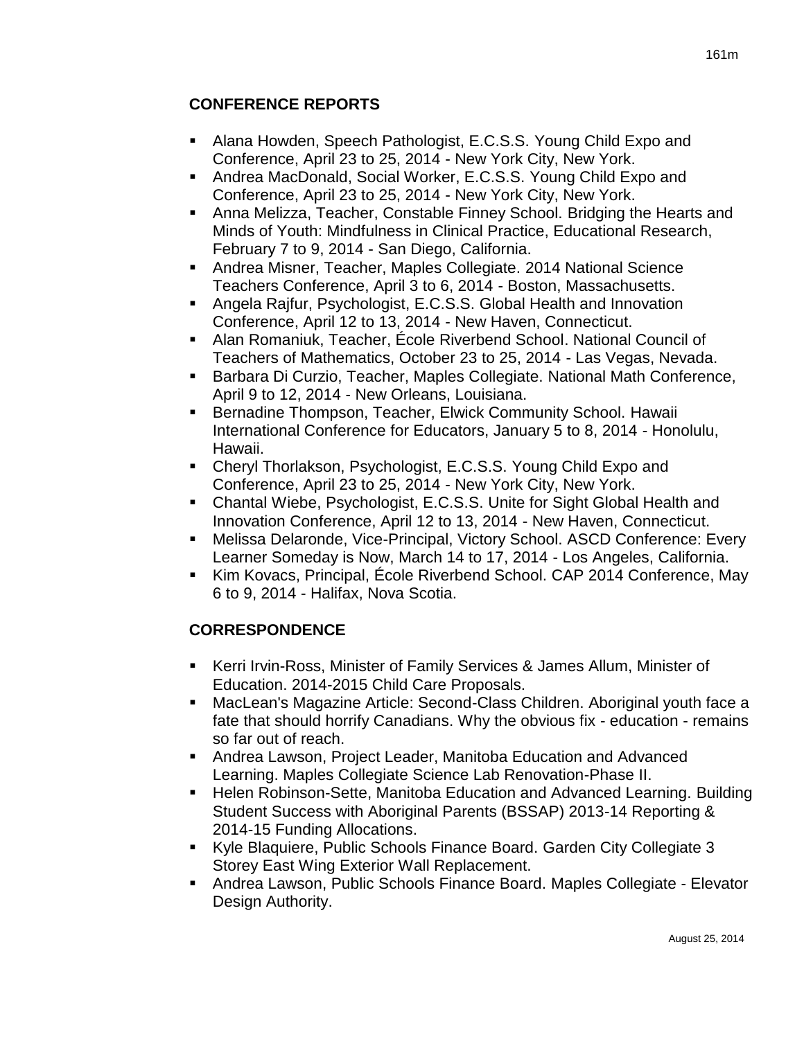## CONFERENCE REPORTS

- Alana Howden, Speech Pathologist, E.C.S.S. Young Child Expo and Conference, April 23 to 25, 2014 - New York City, New York.
- Andrea MacDonald, Social Worker, E.C.S.S. Young Child Expo and Conference, April 23 to 25, 2014 - New York City, New York.
- Anna Melizza, Teacher, Constable Finney School. Bridging the Hearts and Minds of Youth: Mindfulness in Clinical Practice, Educational Research, February 7 to 9, 2014 - San Diego, California.
- Andrea Misner, Teacher, Maples Collegiate. 2014 National Science Teachers Conference, April 3 to 6, 2014 - Boston, Massachusetts.
- Angela Rajfur, Psychologist, E.C.S.S. Global Health and Innovation Conference, April 12 to 13, 2014 - New Haven, Connecticut.
- Alan Romaniuk, Teacher, École Riverbend School. National Council of Teachers of Mathematics, October 23 to 25, 2014 - Las Vegas, Nevada.
- Barbara Di Curzio, Teacher, Maples Collegiate. National Math Conference, April 9 to 12, 2014 - New Orleans, Louisiana.
- Bernadine Thompson, Teacher, Elwick Community School. Hawaii International Conference for Educators, January 5 to 8, 2014 - Honolulu, Hawaii.
- Cheryl Thorlakson, Psychologist, E.C.S.S. Young Child Expo and Conference, April 23 to 25, 2014 - New York City, New York.
- Chantal Wiebe, Psychologist, E.C.S.S. Unite for Sight Global Health and Innovation Conference, April 12 to 13, 2014 - New Haven, Connecticut.
- Melissa Delaronde, Vice-Principal, Victory School. ASCD Conference: Every Learner Someday is Now, March 14 to 17, 2014 - Los Angeles, California.
- Kim Kovacs, Principal, École Riverbend School. CAP 2014 Conference, May 6 to 9, 2014 - Halifax, Nova Scotia.

## CORRESPONDENCE

- Kerri Irvin-Ross, Minister of Family Services & James Allum, Minister of Education. 2014-2015 Child Care Proposals.
- MacLean's Magazine Article: Second-Class Children. Aboriginal youth face a fate that should horrify Canadians. Why the obvious fix - education - remains so far out of reach.
- Andrea Lawson, Project Leader, Manitoba Education and Advanced Learning. Maples Collegiate Science Lab Renovation-Phase II.
- Helen Robinson-Sette, Manitoba Education and Advanced Learning. Building Student Success with Aboriginal Parents (BSSAP) 2013-14 Reporting & 2014-15 Funding Allocations.
- Kyle Blaquiere, Public Schools Finance Board. Garden City Collegiate 3 Storey East Wing Exterior Wall Replacement.
- Andrea Lawson, Public Schools Finance Board. Maples Collegiate - Elevator Design Authority.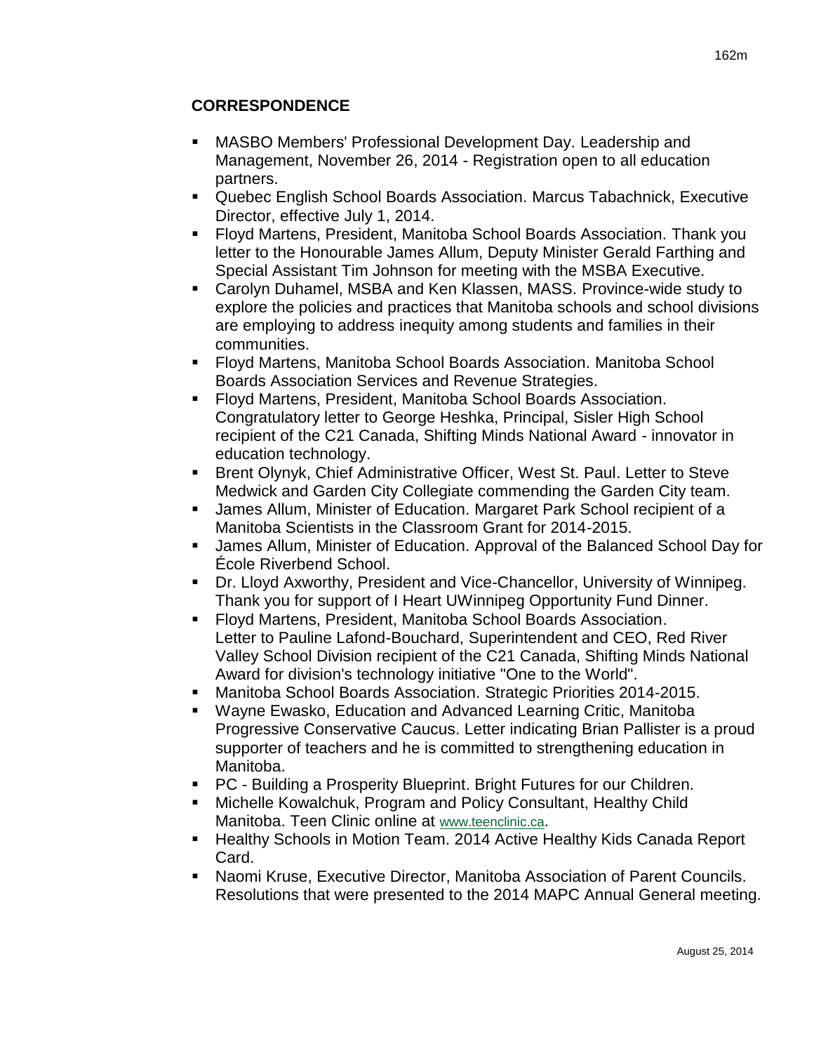## CORRESPONDENCE

- MASBO Members' Professional Development Day. Leadership and Management, November 26, 2014 - Registration open to all education partners.
- Quebec English School Boards Association. Marcus Tabachnick, Executive Director, effective July 1, 2014.
- Floyd Martens, President, Manitoba School Boards Association. Thank you letter to the Honourable James Allum, Deputy Minister Gerald Farthing and Special Assistant Tim Johnson for meeting with the MSBA Executive.
- Carolyn Duhamel, MSBA and Ken Klassen, MASS. Province-wide study to explore the policies and practices that Manitoba schools and school divisions are employing to address inequity among students and families in their communities.
- Floyd Martens, Manitoba School Boards Association. Manitoba School Boards Association Services and Revenue Strategies.
- Floyd Martens, President, Manitoba School Boards Association. Congratulatory letter to George Heshka, Principal, Sisler High School recipient of the C21 Canada, Shifting Minds National Award - innovator in education technology.
- Brent Olynyk, Chief Administrative Officer, West St. Paul. Letter to Steve Medwick and Garden City Collegiate commending the Garden City team.
- James Allum, Minister of Education. Margaret Park School recipient of a Manitoba Scientists in the Classroom Grant for 2014-2015.
- James Allum, Minister of Education. Approval of the Balanced School Day for École Riverbend School.
- Dr. Lloyd Axworthy, President and Vice-Chancellor, University of Winnipeg. Thank you for support of I Heart UWinnipeg Opportunity Fund Dinner.
- Floyd Martens, President, Manitoba School Boards Association. Letter to Pauline Lafond-Bouchard, Superintendent and CEO, Red River Valley School Division recipient of the C21 Canada, Shifting Minds National Award for division's technology initiative "One to the World".
- Manitoba School Boards Association. Strategic Priorities 2014-2015.
- Wayne Ewasko, Education and Advanced Learning Critic, Manitoba Progressive Conservative Caucus. Letter indicating Brian Pallister is a proud supporter of teachers and he is committed to strengthening education in Manitoba.
- PC - Building a Prosperity Blueprint. Bright Futures for our Children.
- Michelle Kowalchuk, Program and Policy Consultant, Healthy Child Manitoba. Teen Clinic online at www.teenclinic.ca.
- Healthy Schools in Motion Team. 2014 Active Healthy Kids Canada Report Card.
- Naomi Kruse, Executive Director, Manitoba Association of Parent Councils. Resolutions that were presented to the 2014 MAPC Annual General meeting.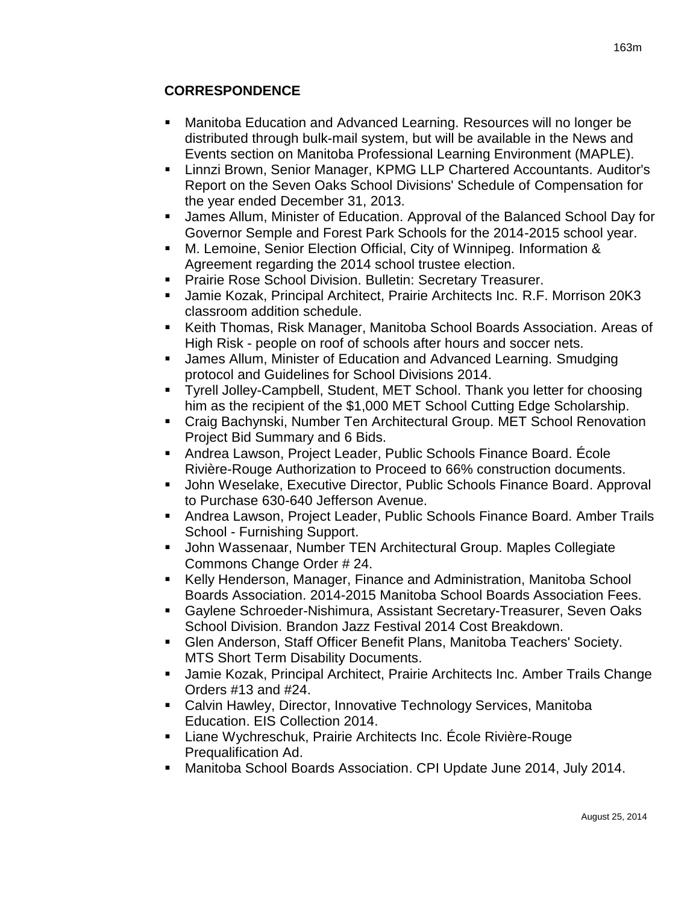## CORRESPONDENCE

- Manitoba Education and Advanced Learning. Resources will no longer be distributed through bulk-mail system, but will be available in the News and Events section on Manitoba Professional Learning Environment (MAPLE).
- Linnzi Brown, Senior Manager, KPMG LLP Chartered Accountants. Auditor's Report on the Seven Oaks School Divisions' Schedule of Compensation for the year ended December 31, 2013.
- James Allum, Minister of Education. Approval of the Balanced School Day for Governor Semple and Forest Park Schools for the 2014-2015 school year.
- M. Lemoine, Senior Election Official, City of Winnipeg. Information & Agreement regarding the 2014 school trustee election.
- Prairie Rose School Division. Bulletin: Secretary Treasurer.
- Jamie Kozak, Principal Architect, Prairie Architects Inc. R.F. Morrison 20K3 classroom addition schedule.
- Keith Thomas, Risk Manager, Manitoba School Boards Association. Areas of High Risk - people on roof of schools after hours and soccer nets.
- James Allum, Minister of Education and Advanced Learning. Smudging protocol and Guidelines for School Divisions 2014.
- Tyrell Jolley-Campbell, Student, MET School. Thank you letter for choosing him as the recipient of the $1,000 MET School Cutting Edge Scholarship.
- Craig Bachynski, Number Ten Architectural Group. MET School Renovation Project Bid Summary and 6 Bids.
- Andrea Lawson, Project Leader, Public Schools Finance Board. École Rivière-Rouge Authorization to Proceed to 66% construction documents.
- John Weselake, Executive Director, Public Schools Finance Board. Approval to Purchase 630-640 Jefferson Avenue.
- Andrea Lawson, Project Leader, Public Schools Finance Board. Amber Trails School - Furnishing Support.
- John Wassenaar, Number TEN Architectural Group. Maples Collegiate Commons Change Order # 24.
- Kelly Henderson, Manager, Finance and Administration, Manitoba School Boards Association. 2014-2015 Manitoba School Boards Association Fees.
- Gaylene Schroeder-Nishimura, Assistant Secretary-Treasurer, Seven Oaks School Division. Brandon Jazz Festival 2014 Cost Breakdown.
- Glen Anderson, Staff Officer Benefit Plans, Manitoba Teachers' Society. MTS Short Term Disability Documents.
- Jamie Kozak, Principal Architect, Prairie Architects Inc. Amber Trails Change Orders #13 and #24.
- Calvin Hawley, Director, Innovative Technology Services, Manitoba Education. EIS Collection 2014.
- Liane Wychreschuk, Prairie Architects Inc. École Rivière-Rouge Prequalification Ad.
- Manitoba School Boards Association. CPI Update June 2014, July 2014.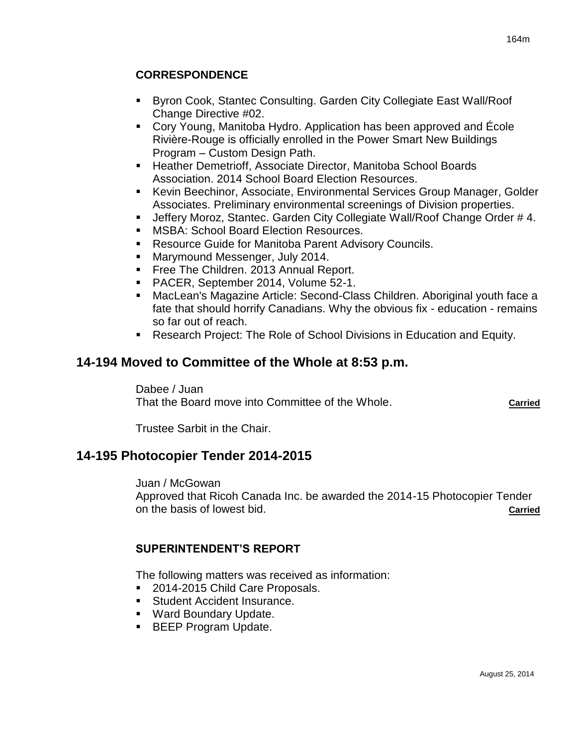**CORRESPONDENCE**

- Byron Cook, Stantec Consulting. Garden City Collegiate East Wall/Roof Change Directive #02.
- Cory Young, Manitoba Hydro. Application has been approved and École Rivière-Rouge is officially enrolled in the Power Smart New Buildings Program – Custom Design Path.
- Heather Demetrioff, Associate Director, Manitoba School Boards Association. 2014 School Board Election Resources.
- Kevin Beechinor, Associate, Environmental Services Group Manager, Golder Associates. Preliminary environmental screenings of Division properties.
- Jeffery Moroz, Stantec. Garden City Collegiate Wall/Roof Change Order # 4.
- MSBA: School Board Election Resources.
- Resource Guide for Manitoba Parent Advisory Councils.
- Marymound Messenger, July 2014.
- Free The Children. 2013 Annual Report.
- PACER, September 2014, Volume 52-1.
- MacLean's Magazine Article: Second-Class Children. Aboriginal youth face a fate that should horrify Canadians. Why the obvious fix - education - remains so far out of reach.
- Research Project: The Role of School Divisions in Education and Equity.

## 14-194 Moved to Committee of the Whole at 8:53 p.m.

Dabee / Juan
That the Board move into Committee of the Whole. **Carried**

Trustee Sarbit in the Chair.

## 14-195 Photocopier Tender 2014-2015

Juan / McGowan
Approved that Ricoh Canada Inc. be awarded the 2014-15 Photocopier Tender on the basis of lowest bid. **Carried**

**SUPERINTENDENT'S REPORT**

The following matters was received as information:

- 2014-2015 Child Care Proposals.
- Student Accident Insurance.
- Ward Boundary Update.
- BEEP Program Update.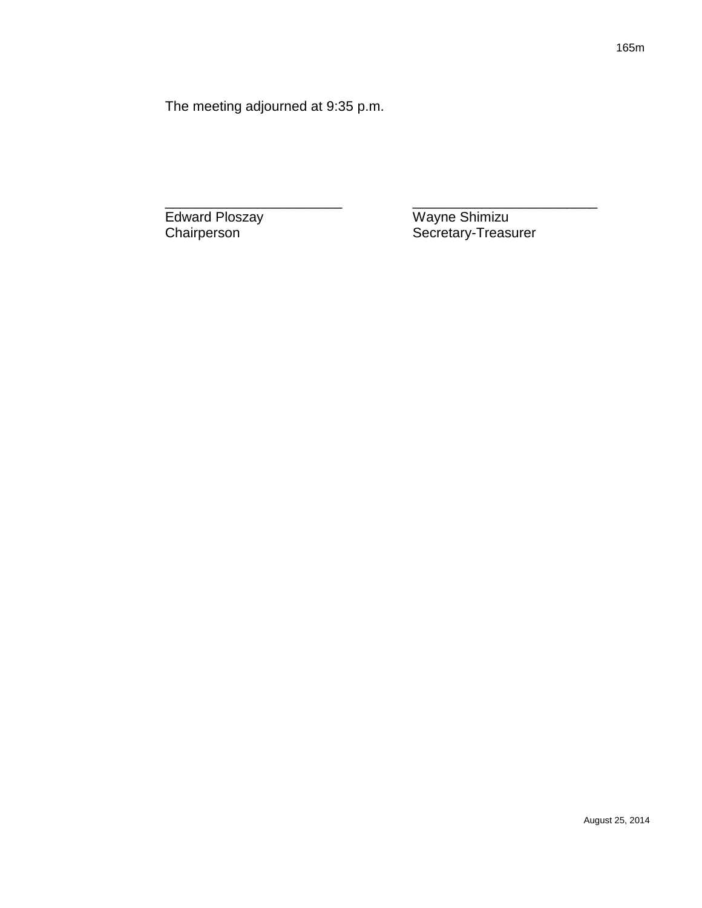The meeting adjourned at 9:35 p.m.

| \_\_\_\_\_\_\_\_\_\_\_\_\_\_\_\_\_\_\_\_\_\_\_\_ | \_\_\_\_\_\_\_\_\_\_\_\_\_\_\_\_\_\_\_\_\_\_\_\_ |
|---|---|
| Edward Ploszay | Wayne Shimizu |
| Chairperson | Secretary-Treasurer |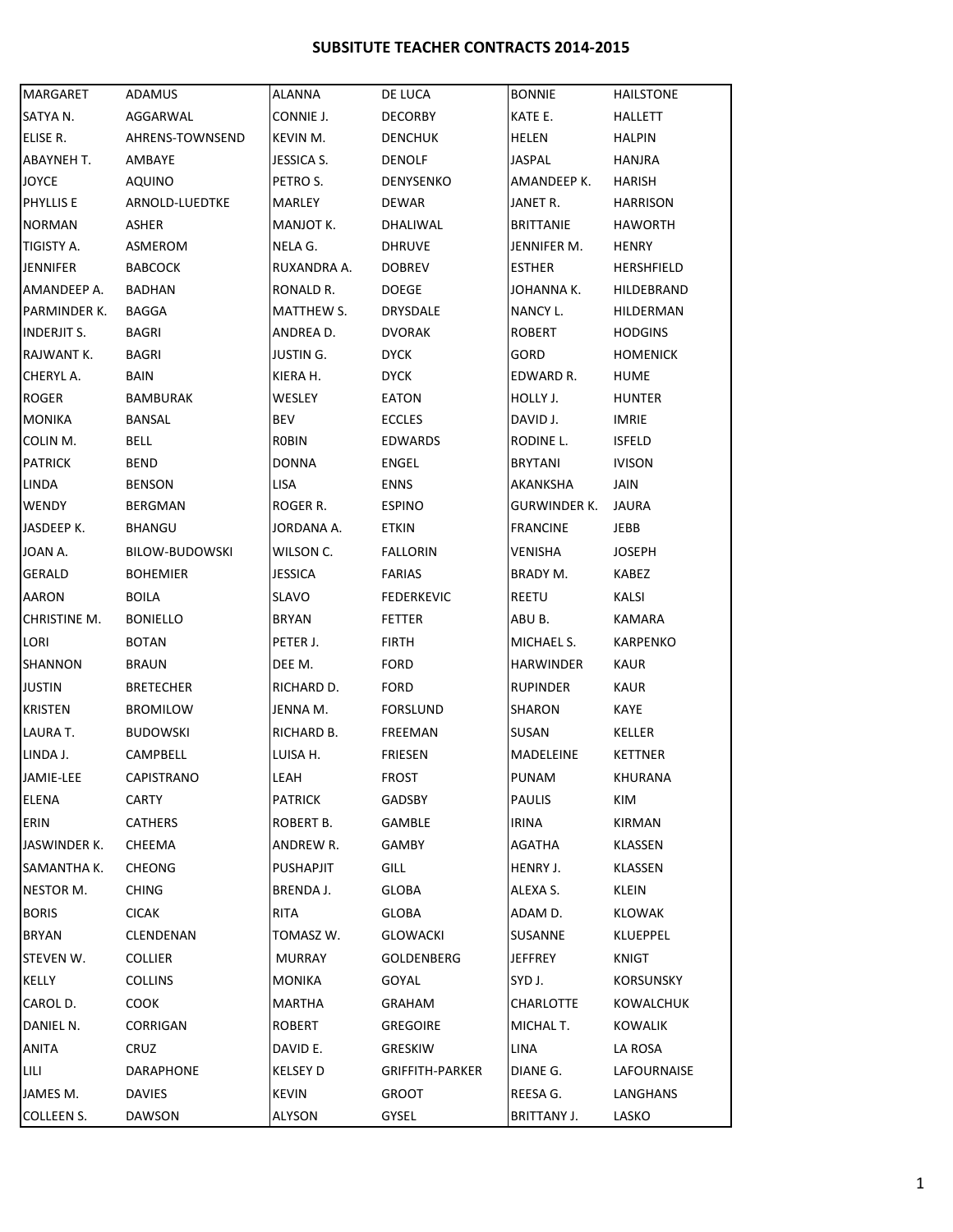# SUBSITUTE TEACHER CONTRACTS 2014-2015

| | | | | | |
|---|---|---|---|---|---|
| MARGARET | ADAMUS | ALANNA | DE LUCA | BONNIE | HAILSTONE |
| SATYA N. | AGGARWAL | CONNIE J. | DECORBY | KATE E. | HALLETT |
| ELISE R. | AHRENS-TOWNSEND | KEVIN M. | DENCHUK | HELEN | HALPIN |
| ABAYNEH T. | AMBAYE | JESSICA S. | DENOLF | JASPAL | HANJRA |
| JOYCE | AQUINO | PETRO S. | DENYSENKO | AMANDEEP K. | HARISH |
| PHYLLIS E | ARNOLD-LUEDTKE | MARLEY | DEWAR | JANET R. | HARRISON |
| NORMAN | ASHER | MANJOT K. | DHALIWAL | BRITTANIE | HAWORTH |
| TIGISTY A. | ASMEROM | NELA G. | DHRUVE | JENNIFER M. | HENRY |
| JENNIFER | BABCOCK | RUXANDRA A. | DOBREV | ESTHER | HERSHFIELD |
| AMANDEEP A. | BADHAN | RONALD R. | DOEGE | JOHANNA K. | HILDEBRAND |
| PARMINDER K. | BAGGA | MATTHEW S. | DRYSDALE | NANCY L. | HILDERMAN |
| INDERJIT S. | BAGRI | ANDREA D. | DVORAK | ROBERT | HODGINS |
| RAJWANT K. | BAGRI | JUSTIN G. | DYCK | GORD | HOMENICK |
| CHERYL A. | BAIN | KIERA H. | DYCK | EDWARD R. | HUME |
| ROGER | BAMBURAK | WESLEY | EATON | HOLLY J. | HUNTER |
| MONIKA | BANSAL | BEV | ECCLES | DAVID J. | IMRIE |
| COLIN M. | BELL | R0BIN | EDWARDS | RODINE L. | ISFELD |
| PATRICK | BEND | DONNA | ENGEL | BRYTANI | IVISON |
| LINDA | BENSON | LISA | ENNS | AKANKSHA | JAIN |
| WENDY | BERGMAN | ROGER R. | ESPINO | GURWINDER K. | JAURA |
| JASDEEP K. | BHANGU | JORDANA A. | ETKIN | FRANCINE | JEBB |
| JOAN A. | BILOW-BUDOWSKI | WILSON C. | FALLORIN | VENISHA | JOSEPH |
| GERALD | BOHEMIER | JESSICA | FARIAS | BRADY M. | KABEZ |
| AARON | BOILA | SLAVO | FEDERKEVIC | REETU | KALSI |
| CHRISTINE M. | BONIELLO | BRYAN | FETTER | ABU B. | KAMARA |
| LORI | BOTAN | PETER J. | FIRTH | MICHAEL S. | KARPENKO |
| SHANNON | BRAUN | DEE M. | FORD | HARWINDER | KAUR |
| JUSTIN | BRETECHER | RICHARD D. | FORD | RUPINDER | KAUR |
| KRISTEN | BROMILOW | JENNA M. | FORSLUND | SHARON | KAYE |
| LAURA T. | BUDOWSKI | RICHARD B. | FREEMAN | SUSAN | KELLER |
| LINDA J. | CAMPBELL | LUISA H. | FRIESEN | MADELEINE | KETTNER |
| JAMIE-LEE | CAPISTRANO | LEAH | FROST | PUNAM | KHURANA |
| ELENA | CARTY | PATRICK | GADSBY | PAULIS | KIM |
| ERIN | CATHERS | ROBERT B. | GAMBLE | IRINA | KIRMAN |
| JASWINDER K. | CHEEMA | ANDREW R. | GAMBY | AGATHA | KLASSEN |
| SAMANTHA K. | CHEONG | PUSHAPJIT | GILL | HENRY J. | KLASSEN |
| NESTOR M. | CHING | BRENDA J. | GLOBA | ALEXA S. | KLEIN |
| BORIS | CICAK | RITA | GLOBA | ADAM D. | KLOWAK |
| BRYAN | CLENDENAN | TOMASZ W. | GLOWACKI | SUSANNE | KLUEPPEL |
| STEVEN W. | COLLIER | MURRAY | GOLDENBERG | JEFFREY | KNIGT |
| KELLY | COLLINS | MONIKA | GOYAL | SYD J. | KORSUNSKY |
| CAROL D. | COOK | MARTHA | GRAHAM | CHARLOTTE | KOWALCHUK |
| DANIEL N. | CORRIGAN | ROBERT | GREGOIRE | MICHAL T. | KOWALIK |
| ANITA | CRUZ | DAVID E. | GRESKIW | LINA | LA ROSA |
| LILI | DARAPHONE | KELSEY D | GRIFFITH-PARKER | DIANE G. | LAFOURNAISE |
| JAMES M. | DAVIES | KEVIN | GROOT | REESA G. | LANGHANS |
| COLLEEN S. | DAWSON | ALYSON | GYSEL | BRITTANY J. | LASKO |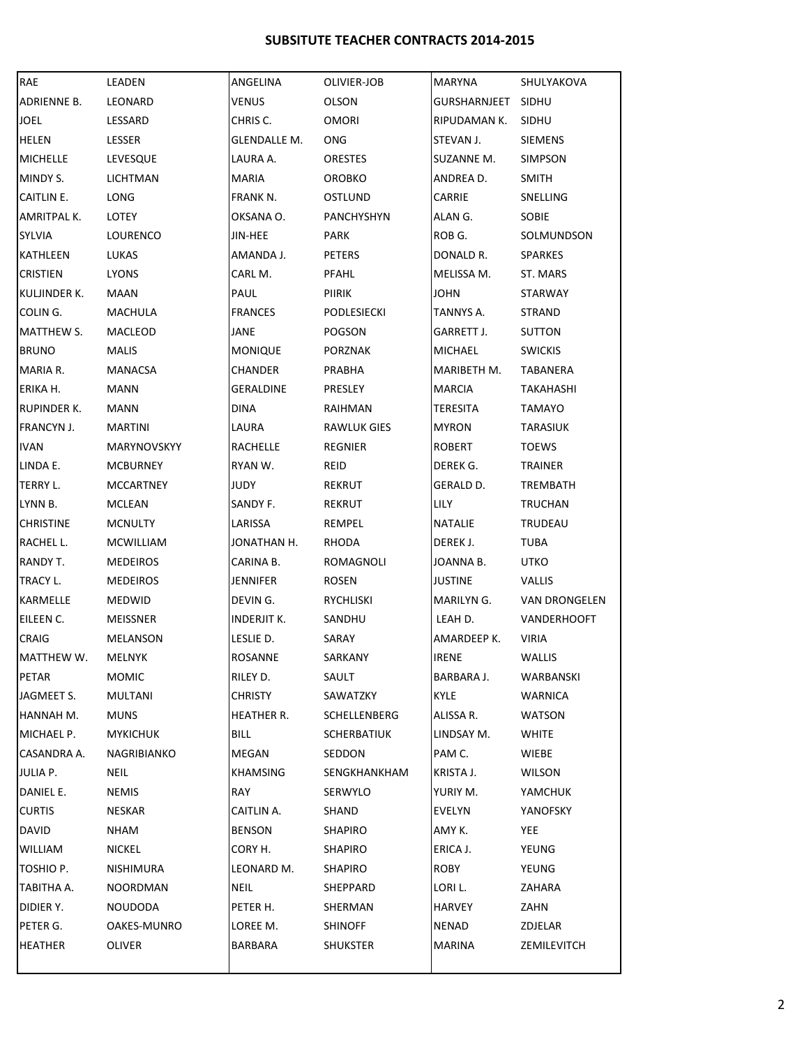### SUBSITUTE TEACHER CONTRACTS 2014-2015

| | | | | | |
|---|---|---|---|---|---|
| RAE | LEADEN | ANGELINA | OLIVIER-JOB | MARYNA | SHULYAKOVA |
| ADRIENNE B. | LEONARD | VENUS | OLSON | GURSHARNJEET | SIDHU |
| JOEL | LESSARD | CHRIS C. | OMORI | RIPUDAMAN K. | SIDHU |
| HELEN | LESSER | GLENDALLE M. | ONG | STEVAN J. | SIEMENS |
| MICHELLE | LEVESQUE | LAURA A. | ORESTES | SUZANNE M. | SIMPSON |
| MINDY S. | LICHTMAN | MARIA | OROBKO | ANDREA D. | SMITH |
| CAITLIN E. | LONG | FRANK N. | OSTLUND | CARRIE | SNELLING |
| AMRITPAL K. | LOTEY | OKSANA O. | PANCHYSHYN | ALAN G. | SOBIE |
| SYLVIA | LOURENCO | JIN-HEE | PARK | ROB G. | SOLMUNDSON |
| KATHLEEN | LUKAS | AMANDA J. | PETERS | DONALD R. | SPARKES |
| CRISTIEN | LYONS | CARL M. | PFAHL | MELISSA M. | ST. MARS |
| KULJINDER K. | MAAN | PAUL | PIIRIK | JOHN | STARWAY |
| COLIN G. | MACHULA | FRANCES | PODLESIECKI | TANNYS A. | STRAND |
| MATTHEW S. | MACLEOD | JANE | POGSON | GARRETT J. | SUTTON |
| BRUNO | MALIS | MONIQUE | PORZNAK | MICHAEL | SWICKIS |
| MARIA R. | MANACSA | CHANDER | PRABHA | MARIBETH M. | TABANERA |
| ERIKA H. | MANN | GERALDINE | PRESLEY | MARCIA | TAKAHASHI |
| RUPINDER K. | MANN | DINA | RAIHMAN | TERESITA | TAMAYO |
| FRANCYN J. | MARTINI | LAURA | RAWLUK GIES | MYRON | TARASIUK |
| IVAN | MARYNOVSKYY | RACHELLE | REGNIER | ROBERT | TOEWS |
| LINDA E. | MCBURNEY | RYAN W. | REID | DEREK G. | TRAINER |
| TERRY L. | MCCARTNEY | JUDY | REKRUT | GERALD D. | TREMBATH |
| LYNN B. | MCLEAN | SANDY F. | REKRUT | LILY | TRUCHAN |
| CHRISTINE | MCNULTY | LARISSA | REMPEL | NATALIE | TRUDEAU |
| RACHEL L. | MCWILLIAM | JONATHAN H. | RHODA | DEREK J. | TUBA |
| RANDY T. | MEDEIROS | CARINA B. | ROMAGNOLI | JOANNA B. | UTKO |
| TRACY L. | MEDEIROS | JENNIFER | ROSEN | JUSTINE | VALLIS |
| KARMELLE | MEDWID | DEVIN G. | RYCHLISKI | MARILYN G. | VAN DRONGELEN |
| EILEEN C. | MEISSNER | INDERJIT K. | SANDHU | LEAH D. | VANDERHOOFT |
| CRAIG | MELANSON | LESLIE D. | SARAY | AMARDEEP K. | VIRIA |
| MATTHEW W. | MELNYK | ROSANNE | SARKANY | IRENE | WALLIS |
| PETAR | MOMIC | RILEY D. | SAULT | BARBARA J. | WARBANSKI |
| JAGMEET S. | MULTANI | CHRISTY | SAWATZKY | KYLE | WARNICA |
| HANNAH M. | MUNS | HEATHER R. | SCHELLENBERG | ALISSA R. | WATSON |
| MICHAEL P. | MYKICHUK | BILL | SCHERBATIUK | LINDSAY M. | WHITE |
| CASANDRA A. | NAGRIBIANKO | MEGAN | SEDDON | PAM C. | WIEBE |
| JULIA P. | NEIL | KHAMSING | SENGKHANKHAM | KRISTA J. | WILSON |
| DANIEL E. | NEMIS | RAY | SERWYLO | YURIY M. | YAMCHUK |
| CURTIS | NESKAR | CAITLIN A. | SHAND | EVELYN | YANOFSKY |
| DAVID | NHAM | BENSON | SHAPIRO | AMY K. | YEE |
| WILLIAM | NICKEL | CORY H. | SHAPIRO | ERICA J. | YEUNG |
| TOSHIO P. | NISHIMURA | LEONARD M. | SHAPIRO | ROBY | YEUNG |
| TABITHA A. | NOORDMAN | NEIL | SHEPPARD | LORI L. | ZAHARA |
| DIDIER Y. | NOUDODA | PETER H. | SHERMAN | HARVEY | ZAHN |
| PETER G. | OAKES-MUNRO | LOREE M. | SHINOFF | NENAD | ZDJELAR |
| HEATHER | OLIVER | BARBARA | SHUKSTER | MARINA | ZEMILEVITCH |